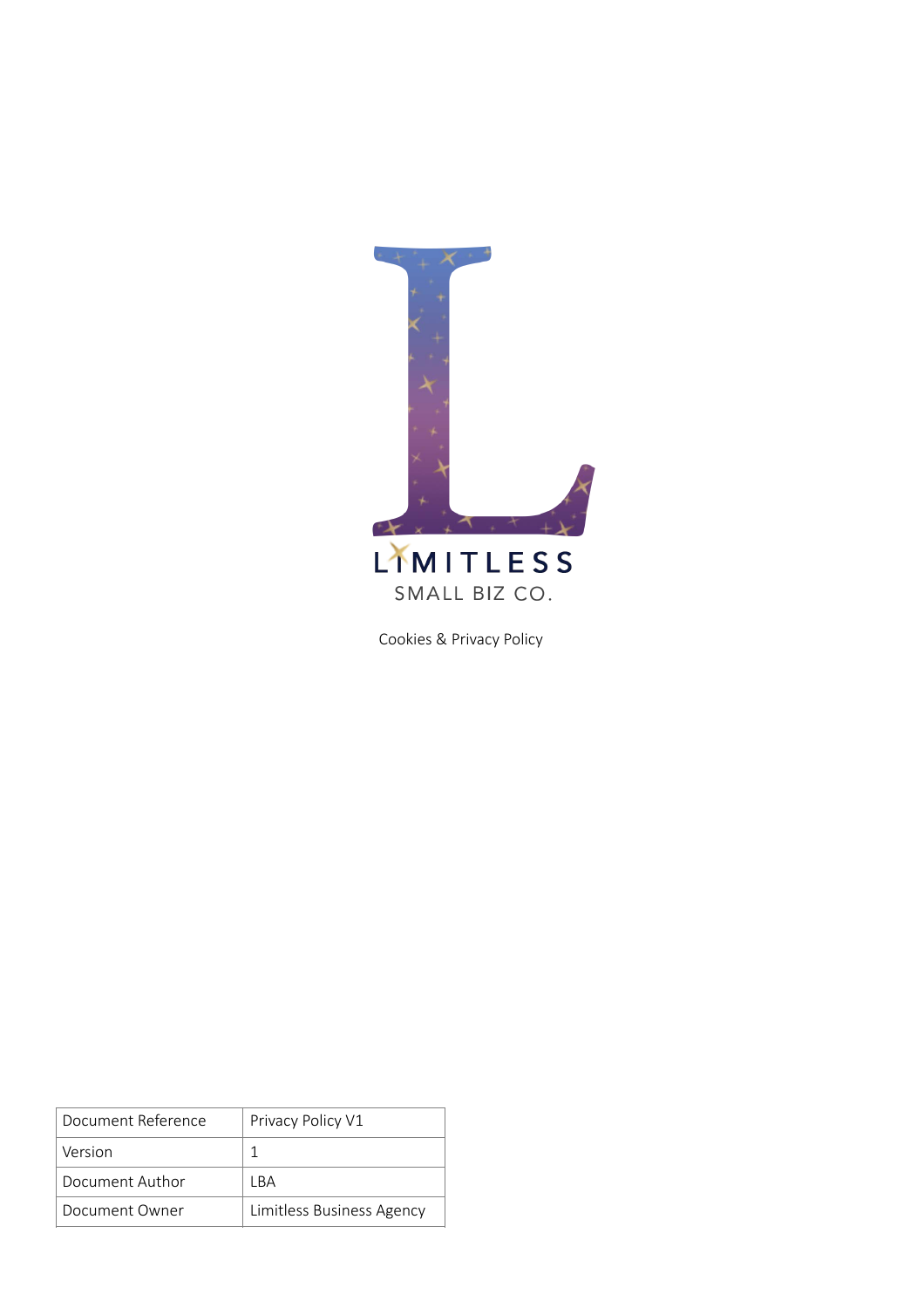LIMITLESS

SMALL BIZ CO.

Cookies & Privacy Policy

| Document Reference | Privacy Policy V1 |
|---|---|
| Version | 1 |
| Document Author | LBA |
| Document Owner | Limitless Business Agency |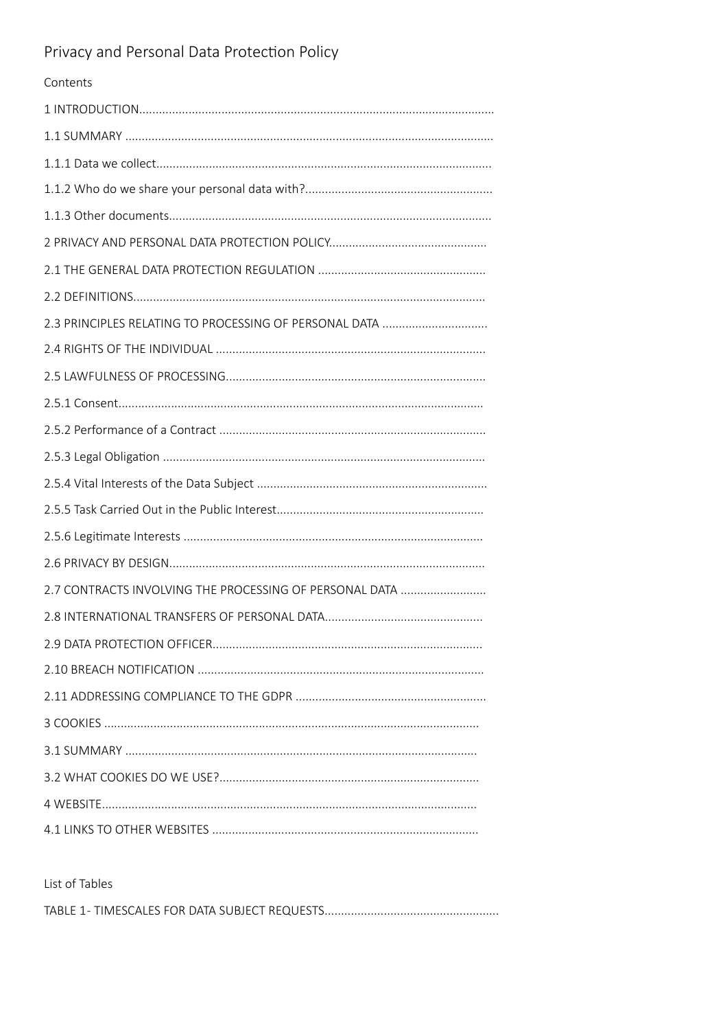# Privacy and Personal Data Protection Policy

Contents

1 INTRODUCTION............................................................................................................

1.1 SUMMARY ................................................................................................................

1.1.1 Data we collect.....................................................................................................

1.1.2 Who do we share your personal data with?........................................................

1.1.3 Other documents..................................................................................................

2 PRIVACY AND PERSONAL DATA PROTECTION POLICY................................................

2.1 THE GENERAL DATA PROTECTION REGULATION ...................................................

2.2 DEFINITIONS..........................................................................................................

2.3 PRINCIPLES RELATING TO PROCESSING OF PERSONAL DATA ................................

2.4 RIGHTS OF THE INDIVIDUAL ..................................................................................

2.5 LAWFULNESS OF PROCESSING...............................................................................

2.5.1 Consent................................................................................................................

2.5.2 Performance of a Contract .................................................................................

2.5.3 Legal Obligation ..................................................................................................

2.5.4 Vital Interests of the Data Subject ......................................................................

2.5.5 Task Carried Out in the Public Interest...............................................................

2.5.6 Legitimate Interests ...........................................................................................

2.6 PRIVACY BY DESIGN................................................................................................

2.7 CONTRACTS INVOLVING THE PROCESSING OF PERSONAL DATA ..........................

2.8 INTERNATIONAL TRANSFERS OF PERSONAL DATA................................................

2.9 DATA PROTECTION OFFICER..................................................................................

2.10 BREACH NOTIFICATION .......................................................................................

2.11 ADDRESSING COMPLIANCE TO THE GDPR ..........................................................

3 COOKIES ..................................................................................................................

3.1 SUMMARY ...........................................................................................................

3.2 WHAT COOKIES DO WE USE?...............................................................................

4 WEBSITE..................................................................................................................

4.1 LINKS TO OTHER WEBSITES .................................................................................

List of Tables

TABLE 1- TIMESCALES FOR DATA SUBJECT REQUESTS.....................................................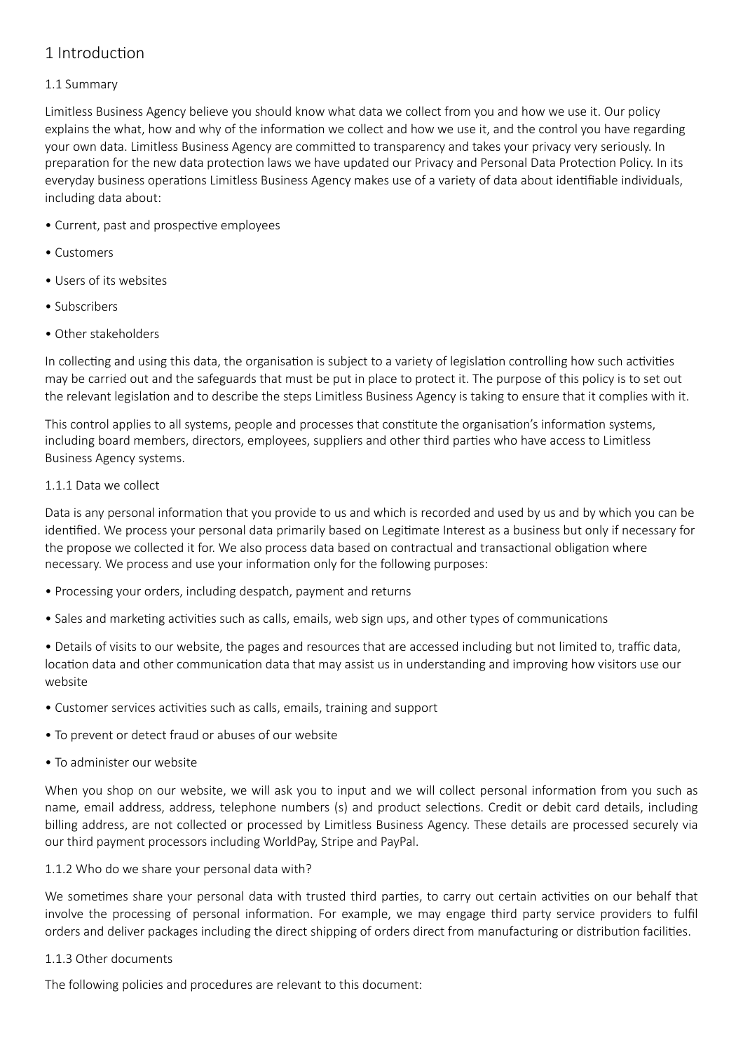# 1 Introduction

## 1.1 Summary

Limitless Business Agency believe you should know what data we collect from you and how we use it. Our policy explains the what, how and why of the information we collect and how we use it, and the control you have regarding your own data. Limitless Business Agency are committed to transparency and takes your privacy very seriously. In preparation for the new data protection laws we have updated our Privacy and Personal Data Protection Policy. In its everyday business operations Limitless Business Agency makes use of a variety of data about identifiable individuals, including data about:

- Current, past and prospective employees
- Customers
- Users of its websites
- Subscribers
- Other stakeholders

In collecting and using this data, the organisation is subject to a variety of legislation controlling how such activities may be carried out and the safeguards that must be put in place to protect it. The purpose of this policy is to set out the relevant legislation and to describe the steps Limitless Business Agency is taking to ensure that it complies with it.

This control applies to all systems, people and processes that constitute the organisation's information systems, including board members, directors, employees, suppliers and other third parties who have access to Limitless Business Agency systems.

### 1.1.1 Data we collect

Data is any personal information that you provide to us and which is recorded and used by us and by which you can be identified. We process your personal data primarily based on Legitimate Interest as a business but only if necessary for the propose we collected it for. We also process data based on contractual and transactional obligation where necessary. We process and use your information only for the following purposes:

- Processing your orders, including despatch, payment and returns
- Sales and marketing activities such as calls, emails, web sign ups, and other types of communications
- Details of visits to our website, the pages and resources that are accessed including but not limited to, traffic data, location data and other communication data that may assist us in understanding and improving how visitors use our website
- Customer services activities such as calls, emails, training and support
- To prevent or detect fraud or abuses of our website
- To administer our website

When you shop on our website, we will ask you to input and we will collect personal information from you such as name, email address, address, telephone numbers (s) and product selections. Credit or debit card details, including billing address, are not collected or processed by Limitless Business Agency. These details are processed securely via our third payment processors including WorldPay, Stripe and PayPal.

### 1.1.2 Who do we share your personal data with?

We sometimes share your personal data with trusted third parties, to carry out certain activities on our behalf that involve the processing of personal information. For example, we may engage third party service providers to fulfil orders and deliver packages including the direct shipping of orders direct from manufacturing or distribution facilities.

### 1.1.3 Other documents

The following policies and procedures are relevant to this document: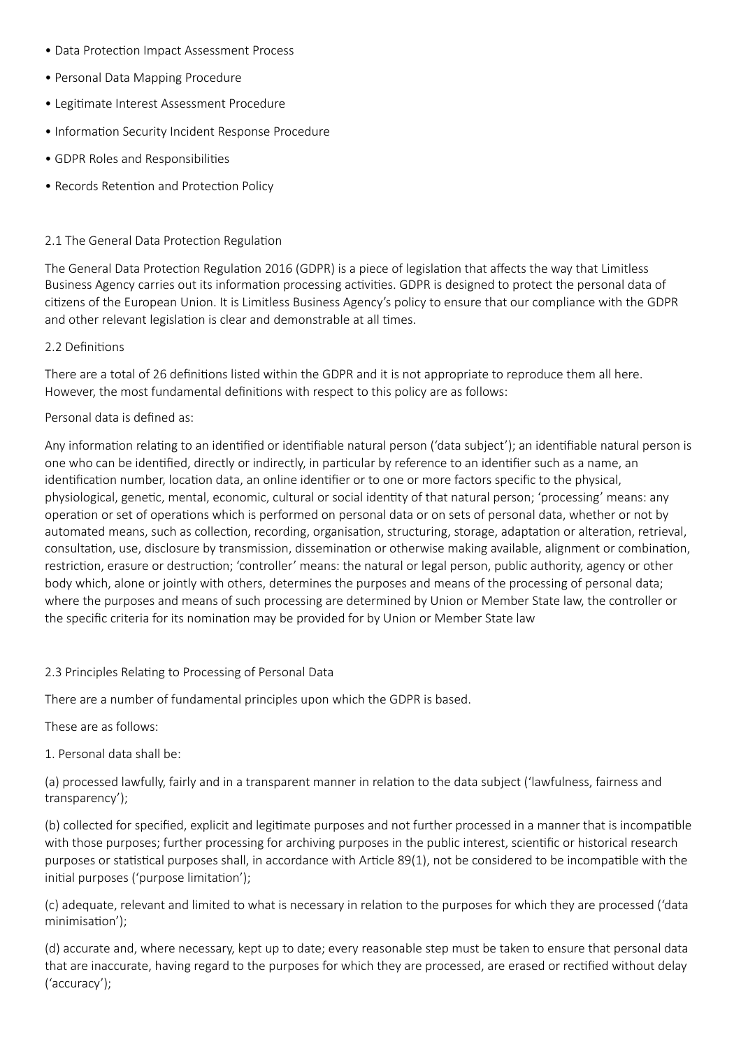- Data Protection Impact Assessment Process
- Personal Data Mapping Procedure
- Legitimate Interest Assessment Procedure
- Information Security Incident Response Procedure
- GDPR Roles and Responsibilities
- Records Retention and Protection Policy

## 2.1 The General Data Protection Regulation

The General Data Protection Regulation 2016 (GDPR) is a piece of legislation that affects the way that Limitless Business Agency carries out its information processing activities. GDPR is designed to protect the personal data of citizens of the European Union. It is Limitless Business Agency's policy to ensure that our compliance with the GDPR and other relevant legislation is clear and demonstrable at all times.

## 2.2 Definitions

There are a total of 26 definitions listed within the GDPR and it is not appropriate to reproduce them all here. However, the most fundamental definitions with respect to this policy are as follows:

Personal data is defined as:

Any information relating to an identified or identifiable natural person ('data subject'); an identifiable natural person is one who can be identified, directly or indirectly, in particular by reference to an identifier such as a name, an identification number, location data, an online identifier or to one or more factors specific to the physical, physiological, genetic, mental, economic, cultural or social identity of that natural person; 'processing' means: any operation or set of operations which is performed on personal data or on sets of personal data, whether or not by automated means, such as collection, recording, organisation, structuring, storage, adaptation or alteration, retrieval, consultation, use, disclosure by transmission, dissemination or otherwise making available, alignment or combination, restriction, erasure or destruction; 'controller' means: the natural or legal person, public authority, agency or other body which, alone or jointly with others, determines the purposes and means of the processing of personal data; where the purposes and means of such processing are determined by Union or Member State law, the controller or the specific criteria for its nomination may be provided for by Union or Member State law

## 2.3 Principles Relating to Processing of Personal Data

There are a number of fundamental principles upon which the GDPR is based.

These are as follows:

1. Personal data shall be:

(a) processed lawfully, fairly and in a transparent manner in relation to the data subject ('lawfulness, fairness and transparency');

(b) collected for specified, explicit and legitimate purposes and not further processed in a manner that is incompatible with those purposes; further processing for archiving purposes in the public interest, scientific or historical research purposes or statistical purposes shall, in accordance with Article 89(1), not be considered to be incompatible with the initial purposes ('purpose limitation');

(c) adequate, relevant and limited to what is necessary in relation to the purposes for which they are processed ('data minimisation');

(d) accurate and, where necessary, kept up to date; every reasonable step must be taken to ensure that personal data that are inaccurate, having regard to the purposes for which they are processed, are erased or rectified without delay ('accuracy');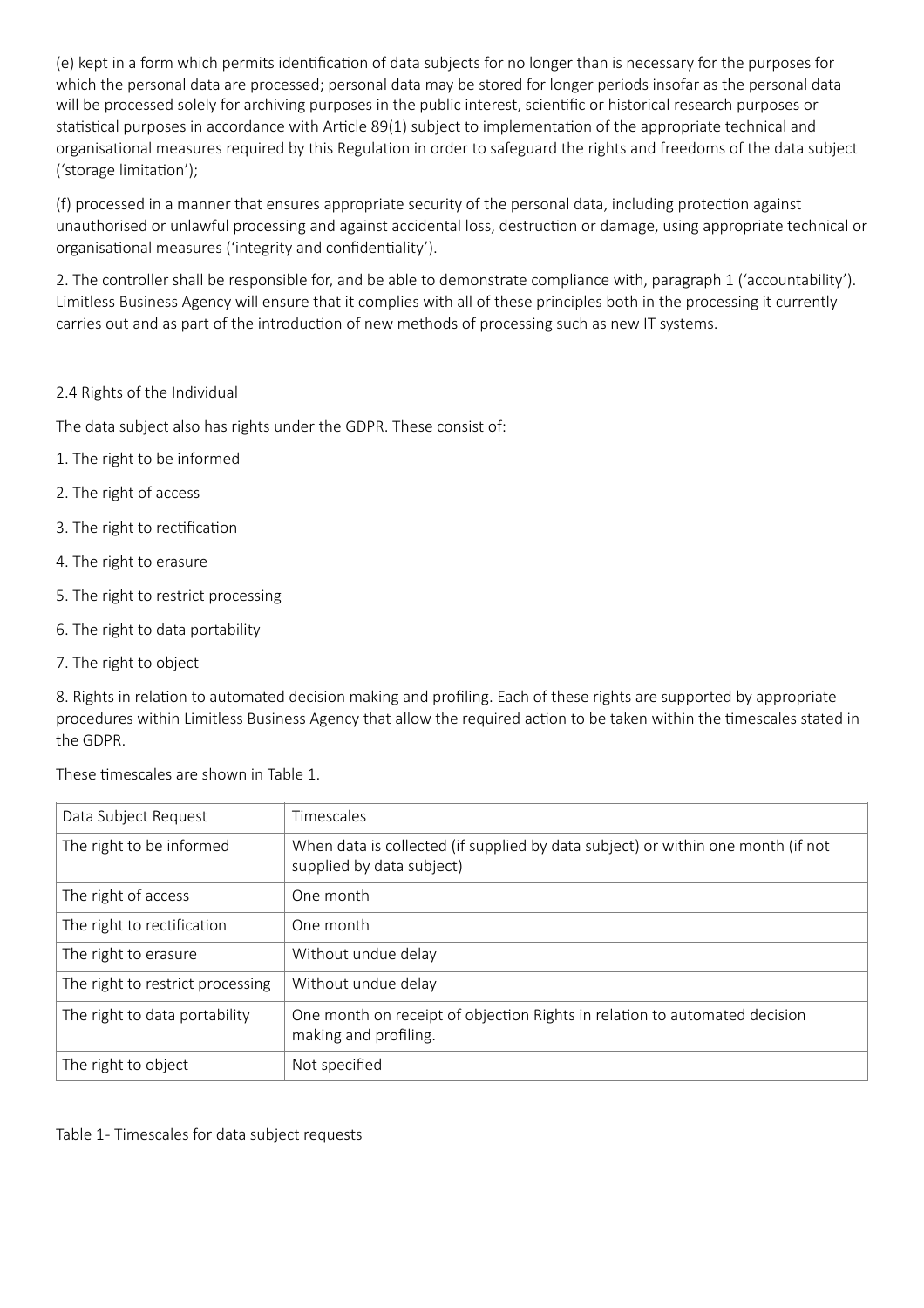(e) kept in a form which permits identification of data subjects for no longer than is necessary for the purposes for which the personal data are processed; personal data may be stored for longer periods insofar as the personal data will be processed solely for archiving purposes in the public interest, scientific or historical research purposes or statistical purposes in accordance with Article 89(1) subject to implementation of the appropriate technical and organisational measures required by this Regulation in order to safeguard the rights and freedoms of the data subject ('storage limitation');

(f) processed in a manner that ensures appropriate security of the personal data, including protection against unauthorised or unlawful processing and against accidental loss, destruction or damage, using appropriate technical or organisational measures ('integrity and confidentiality').

2. The controller shall be responsible for, and be able to demonstrate compliance with, paragraph 1 ('accountability'). Limitless Business Agency will ensure that it complies with all of these principles both in the processing it currently carries out and as part of the introduction of new methods of processing such as new IT systems.

2.4 Rights of the Individual

The data subject also has rights under the GDPR. These consist of:

1. The right to be informed
2. The right of access
3. The right to rectification
4. The right to erasure
5. The right to restrict processing
6. The right to data portability
7. The right to object
8. Rights in relation to automated decision making and profiling. Each of these rights are supported by appropriate procedures within Limitless Business Agency that allow the required action to be taken within the timescales stated in the GDPR.

These timescales are shown in Table 1.

| Data Subject Request | Timescales |
|---|---|
| The right to be informed | When data is collected (if supplied by data subject) or within one month (if not supplied by data subject) |
| The right of access | One month |
| The right to rectification | One month |
| The right to erasure | Without undue delay |
| The right to restrict processing | Without undue delay |
| The right to data portability | One month on receipt of objection Rights in relation to automated decision making and profiling. |
| The right to object | Not specified |

Table 1- Timescales for data subject requests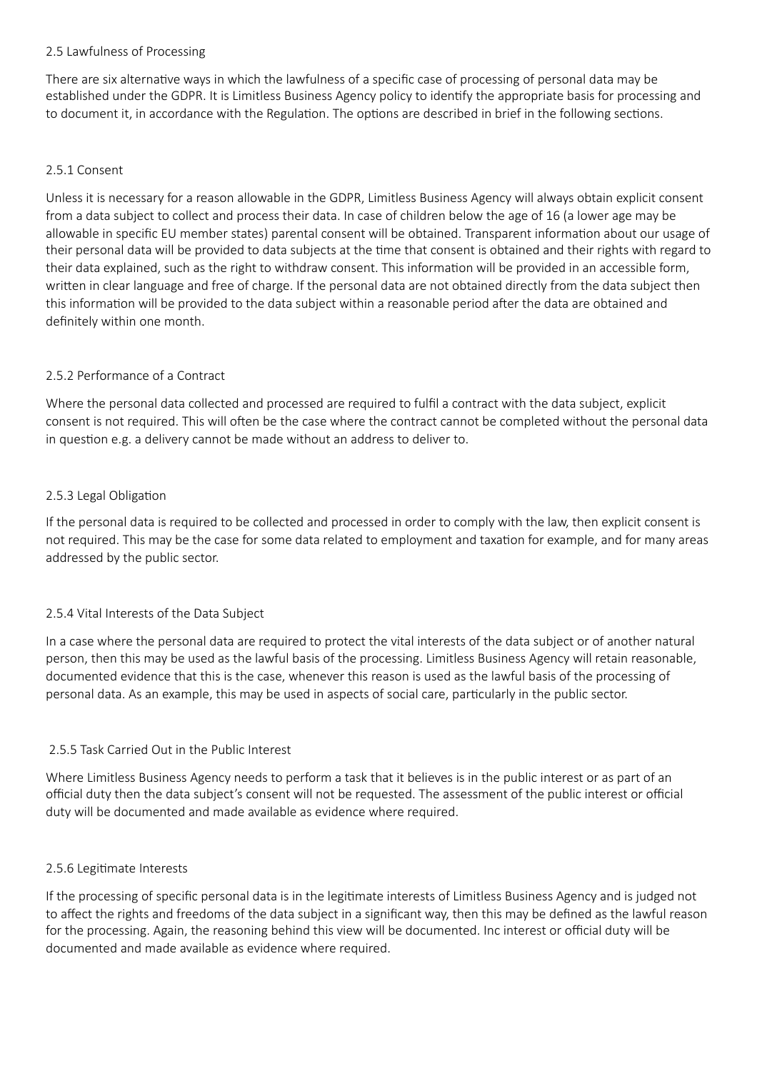## 2.5 Lawfulness of Processing

There are six alternative ways in which the lawfulness of a specific case of processing of personal data may be established under the GDPR. It is Limitless Business Agency policy to identify the appropriate basis for processing and to document it, in accordance with the Regulation. The options are described in brief in the following sections.

### 2.5.1 Consent

Unless it is necessary for a reason allowable in the GDPR, Limitless Business Agency will always obtain explicit consent from a data subject to collect and process their data. In case of children below the age of 16 (a lower age may be allowable in specific EU member states) parental consent will be obtained. Transparent information about our usage of their personal data will be provided to data subjects at the time that consent is obtained and their rights with regard to their data explained, such as the right to withdraw consent. This information will be provided in an accessible form, written in clear language and free of charge. If the personal data are not obtained directly from the data subject then this information will be provided to the data subject within a reasonable period after the data are obtained and definitely within one month.

### 2.5.2 Performance of a Contract

Where the personal data collected and processed are required to fulfil a contract with the data subject, explicit consent is not required. This will often be the case where the contract cannot be completed without the personal data in question e.g. a delivery cannot be made without an address to deliver to.

### 2.5.3 Legal Obligation

If the personal data is required to be collected and processed in order to comply with the law, then explicit consent is not required. This may be the case for some data related to employment and taxation for example, and for many areas addressed by the public sector.

### 2.5.4 Vital Interests of the Data Subject

In a case where the personal data are required to protect the vital interests of the data subject or of another natural person, then this may be used as the lawful basis of the processing. Limitless Business Agency will retain reasonable, documented evidence that this is the case, whenever this reason is used as the lawful basis of the processing of personal data. As an example, this may be used in aspects of social care, particularly in the public sector.

### 2.5.5 Task Carried Out in the Public Interest

Where Limitless Business Agency needs to perform a task that it believes is in the public interest or as part of an official duty then the data subject's consent will not be requested. The assessment of the public interest or official duty will be documented and made available as evidence where required.

### 2.5.6 Legitimate Interests

If the processing of specific personal data is in the legitimate interests of Limitless Business Agency and is judged not to affect the rights and freedoms of the data subject in a significant way, then this may be defined as the lawful reason for the processing. Again, the reasoning behind this view will be documented. Inc interest or official duty will be documented and made available as evidence where required.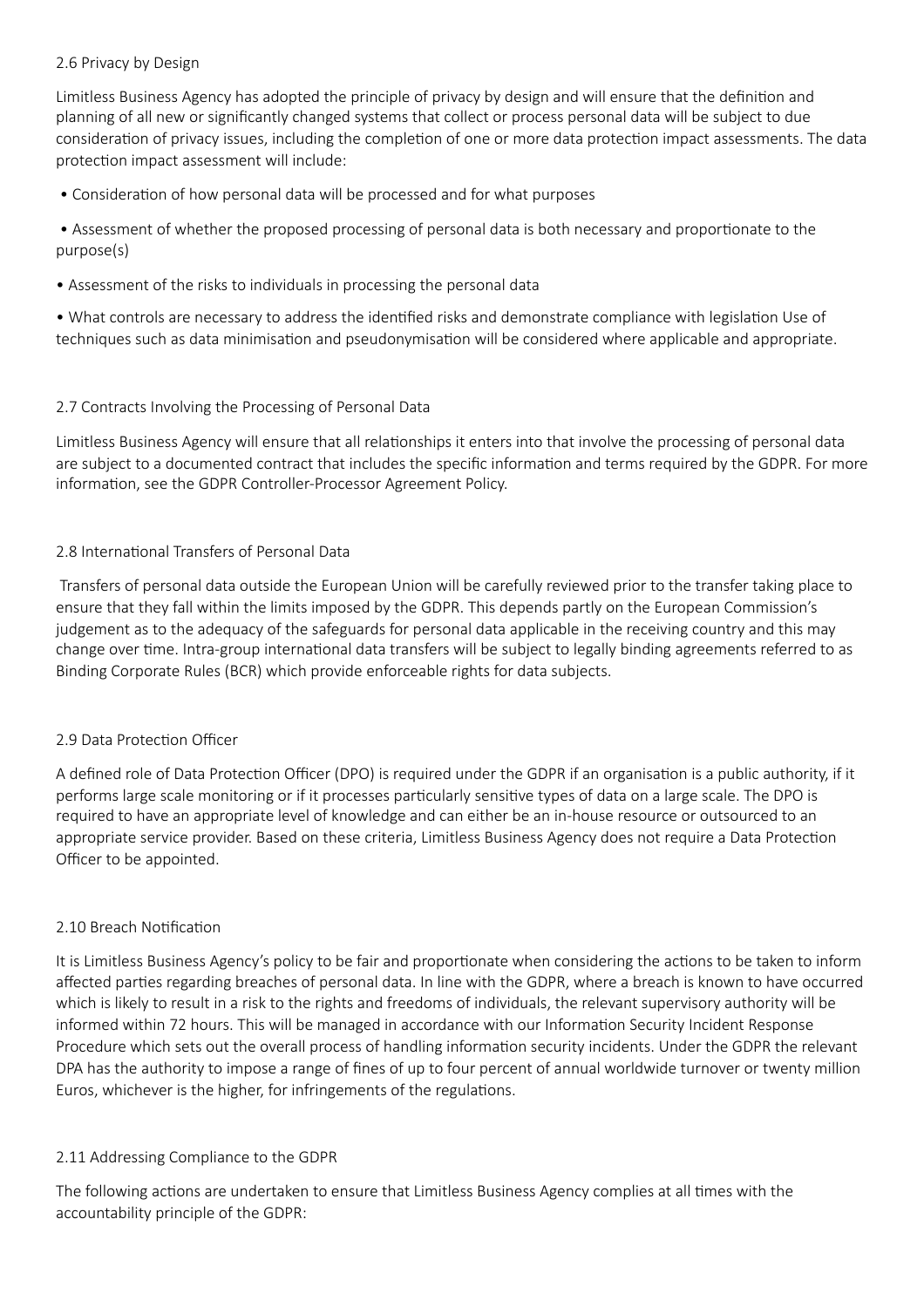### 2.6 Privacy by Design

Limitless Business Agency has adopted the principle of privacy by design and will ensure that the definition and planning of all new or significantly changed systems that collect or process personal data will be subject to due consideration of privacy issues, including the completion of one or more data protection impact assessments. The data protection impact assessment will include:

- Consideration of how personal data will be processed and for what purposes
- Assessment of whether the proposed processing of personal data is both necessary and proportionate to the purpose(s)
- Assessment of the risks to individuals in processing the personal data
- What controls are necessary to address the identified risks and demonstrate compliance with legislation Use of techniques such as data minimisation and pseudonymisation will be considered where applicable and appropriate.

### 2.7 Contracts Involving the Processing of Personal Data

Limitless Business Agency will ensure that all relationships it enters into that involve the processing of personal data are subject to a documented contract that includes the specific information and terms required by the GDPR. For more information, see the GDPR Controller-Processor Agreement Policy.

### 2.8 International Transfers of Personal Data

Transfers of personal data outside the European Union will be carefully reviewed prior to the transfer taking place to ensure that they fall within the limits imposed by the GDPR. This depends partly on the European Commission's judgement as to the adequacy of the safeguards for personal data applicable in the receiving country and this may change over time. Intra-group international data transfers will be subject to legally binding agreements referred to as Binding Corporate Rules (BCR) which provide enforceable rights for data subjects.

### 2.9 Data Protection Officer

A defined role of Data Protection Officer (DPO) is required under the GDPR if an organisation is a public authority, if it performs large scale monitoring or if it processes particularly sensitive types of data on a large scale. The DPO is required to have an appropriate level of knowledge and can either be an in-house resource or outsourced to an appropriate service provider. Based on these criteria, Limitless Business Agency does not require a Data Protection Officer to be appointed.

### 2.10 Breach Notification

It is Limitless Business Agency's policy to be fair and proportionate when considering the actions to be taken to inform affected parties regarding breaches of personal data. In line with the GDPR, where a breach is known to have occurred which is likely to result in a risk to the rights and freedoms of individuals, the relevant supervisory authority will be informed within 72 hours. This will be managed in accordance with our Information Security Incident Response Procedure which sets out the overall process of handling information security incidents. Under the GDPR the relevant DPA has the authority to impose a range of fines of up to four percent of annual worldwide turnover or twenty million Euros, whichever is the higher, for infringements of the regulations.

### 2.11 Addressing Compliance to the GDPR

The following actions are undertaken to ensure that Limitless Business Agency complies at all times with the accountability principle of the GDPR: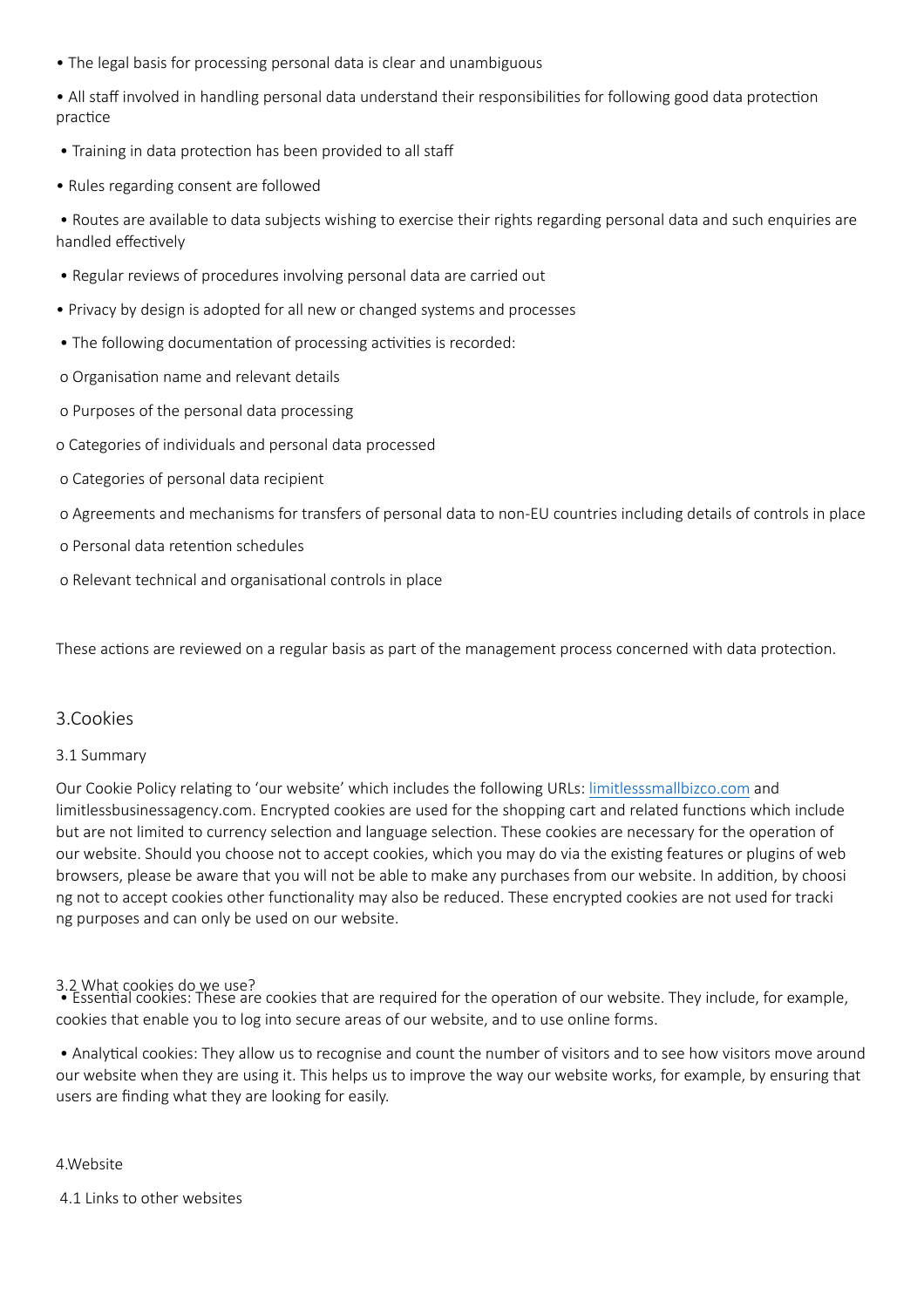- The legal basis for processing personal data is clear and unambiguous
- All staff involved in handling personal data understand their responsibilities for following good data protection practice
- Training in data protection has been provided to all staff
- Rules regarding consent are followed
- Routes are available to data subjects wishing to exercise their rights regarding personal data and such enquiries are handled effectively
- Regular reviews of procedures involving personal data are carried out
- Privacy by design is adopted for all new or changed systems and processes
- The following documentation of processing activities is recorded:
  - o Organisation name and relevant details
  - o Purposes of the personal data processing
  - o Categories of individuals and personal data processed
  - o Categories of personal data recipient
  - o Agreements and mechanisms for transfers of personal data to non-EU countries including details of controls in place
  - o Personal data retention schedules
  - o Relevant technical and organisational controls in place

These actions are reviewed on a regular basis as part of the management process concerned with data protection.

## 3.Cookies

### 3.1 Summary

Our Cookie Policy relating to 'our website' which includes the following URLs: limitlesssmallbizco.com and limitlessbusinessagency.com. Encrypted cookies are used for the shopping cart and related functions which include but are not limited to currency selection and language selection. These cookies are necessary for the operation of our website. Should you choose not to accept cookies, which you may do via the existing features or plugins of web browsers, please be aware that you will not be able to make any purchases from our website. In addition, by choosing not to accept cookies other functionality may also be reduced. These encrypted cookies are not used for tracking purposes and can only be used on our website.

### 3.2 What cookies do we use?

- Essential cookies: These are cookies that are required for the operation of our website. They include, for example, cookies that enable you to log into secure areas of our website, and to use online forms.
- Analytical cookies: They allow us to recognise and count the number of visitors and to see how visitors move around our website when they are using it. This helps us to improve the way our website works, for example, by ensuring that users are finding what they are looking for easily.

## 4.Website

### 4.1 Links to other websites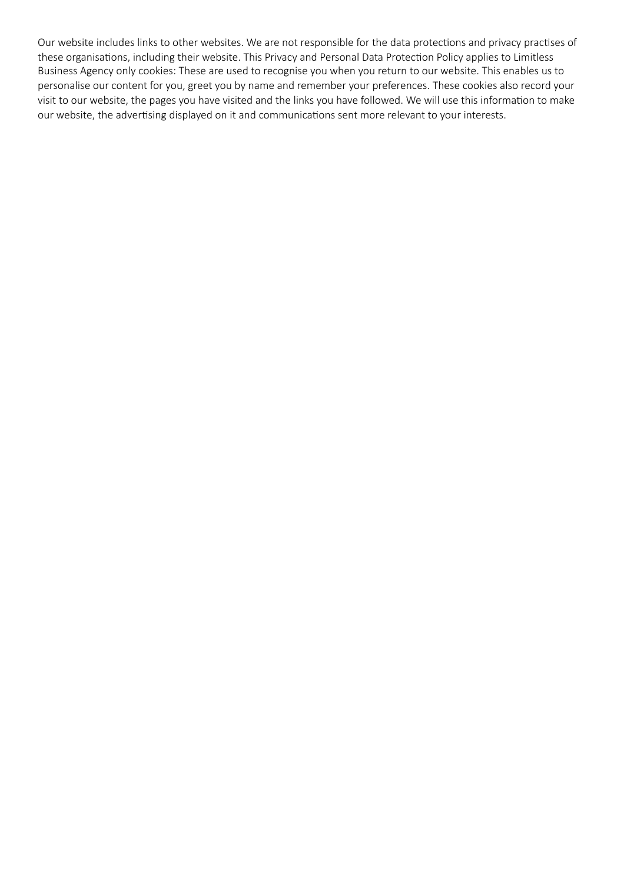Our website includes links to other websites. We are not responsible for the data protections and privacy practises of these organisations, including their website. This Privacy and Personal Data Protection Policy applies to Limitless Business Agency only cookies: These are used to recognise you when you return to our website. This enables us to personalise our content for you, greet you by name and remember your preferences. These cookies also record your visit to our website, the pages you have visited and the links you have followed. We will use this information to make our website, the advertising displayed on it and communications sent more relevant to your interests.